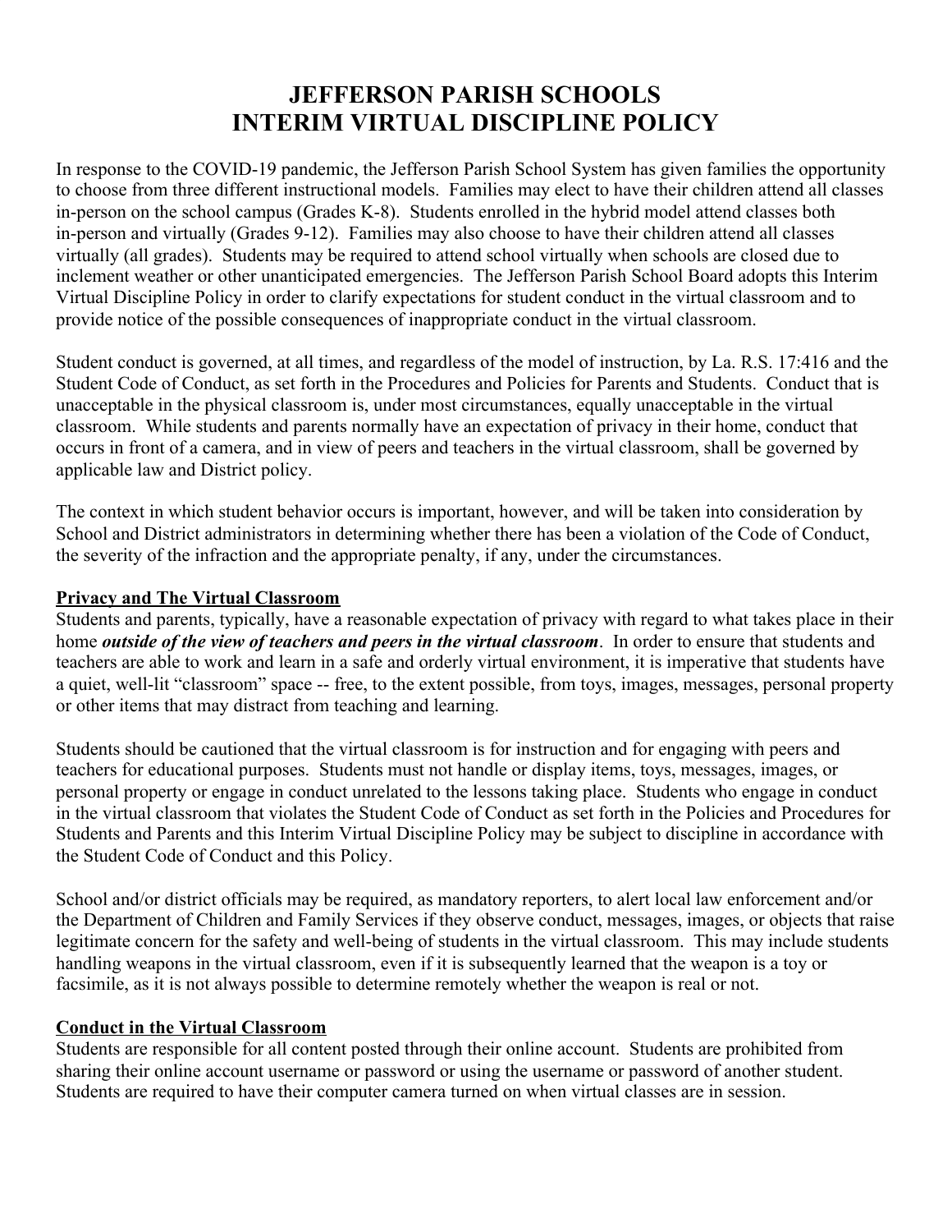# JEFFERSON PARISH SCHOOLS
# INTERIM VIRTUAL DISCIPLINE POLICY

In response to the COVID-19 pandemic, the Jefferson Parish School System has given families the opportunity to choose from three different instructional models. Families may elect to have their children attend all classes in-person on the school campus (Grades K-8). Students enrolled in the hybrid model attend classes both in-person and virtually (Grades 9-12). Families may also choose to have their children attend all classes virtually (all grades). Students may be required to attend school virtually when schools are closed due to inclement weather or other unanticipated emergencies. The Jefferson Parish School Board adopts this Interim Virtual Discipline Policy in order to clarify expectations for student conduct in the virtual classroom and to provide notice of the possible consequences of inappropriate conduct in the virtual classroom.

Student conduct is governed, at all times, and regardless of the model of instruction, by La. R.S. 17:416 and the Student Code of Conduct, as set forth in the Procedures and Policies for Parents and Students. Conduct that is unacceptable in the physical classroom is, under most circumstances, equally unacceptable in the virtual classroom. While students and parents normally have an expectation of privacy in their home, conduct that occurs in front of a camera, and in view of peers and teachers in the virtual classroom, shall be governed by applicable law and District policy.

The context in which student behavior occurs is important, however, and will be taken into consideration by School and District administrators in determining whether there has been a violation of the Code of Conduct, the severity of the infraction and the appropriate penalty, if any, under the circumstances.

## Privacy and The Virtual Classroom

Students and parents, typically, have a reasonable expectation of privacy with regard to what takes place in their home ***outside of the view of teachers and peers in the virtual classroom***. In order to ensure that students and teachers are able to work and learn in a safe and orderly virtual environment, it is imperative that students have a quiet, well-lit "classroom" space -- free, to the extent possible, from toys, images, messages, personal property or other items that may distract from teaching and learning.

Students should be cautioned that the virtual classroom is for instruction and for engaging with peers and teachers for educational purposes. Students must not handle or display items, toys, messages, images, or personal property or engage in conduct unrelated to the lessons taking place. Students who engage in conduct in the virtual classroom that violates the Student Code of Conduct as set forth in the Policies and Procedures for Students and Parents and this Interim Virtual Discipline Policy may be subject to discipline in accordance with the Student Code of Conduct and this Policy.

School and/or district officials may be required, as mandatory reporters, to alert local law enforcement and/or the Department of Children and Family Services if they observe conduct, messages, images, or objects that raise legitimate concern for the safety and well-being of students in the virtual classroom. This may include students handling weapons in the virtual classroom, even if it is subsequently learned that the weapon is a toy or facsimile, as it is not always possible to determine remotely whether the weapon is real or not.

## Conduct in the Virtual Classroom

Students are responsible for all content posted through their online account. Students are prohibited from sharing their online account username or password or using the username or password of another student. Students are required to have their computer camera turned on when virtual classes are in session.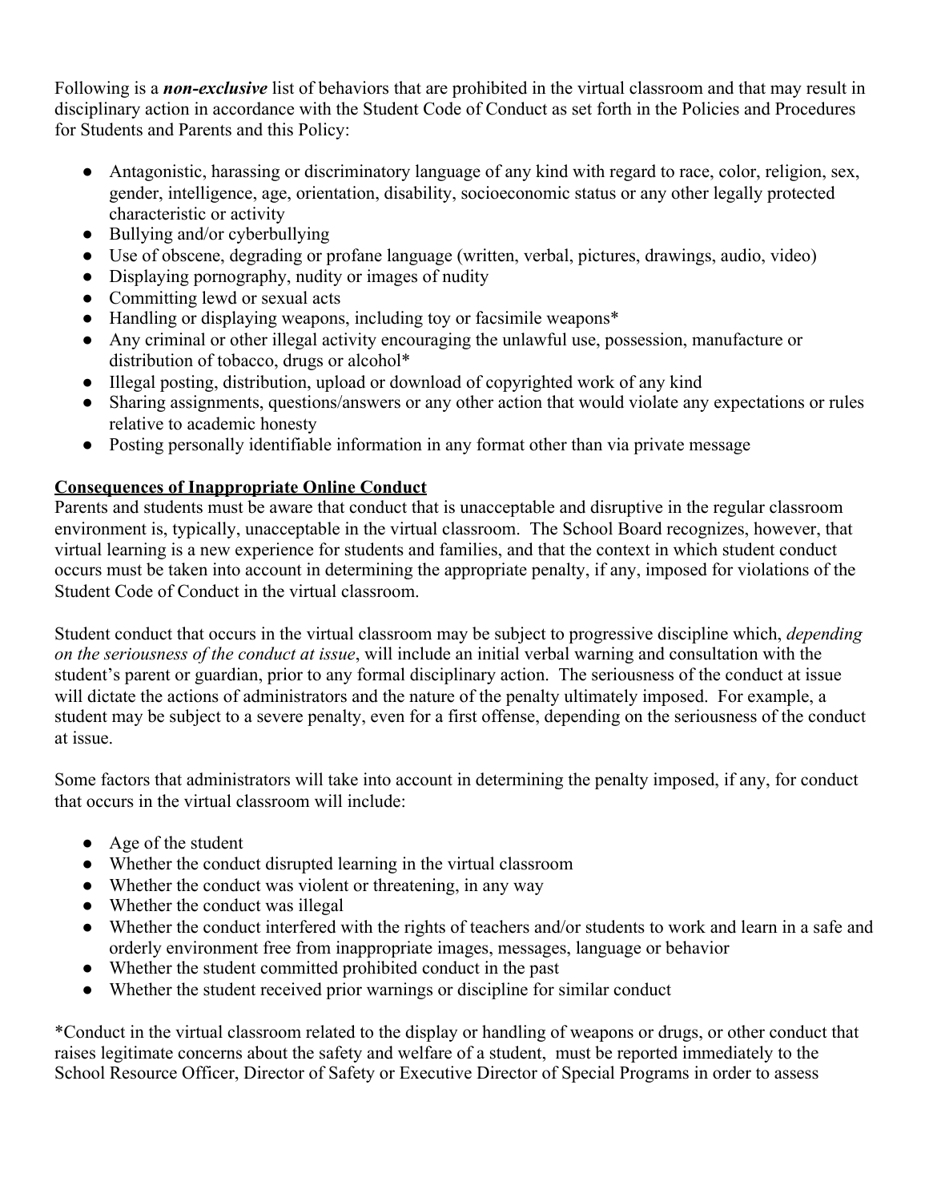Following is a ***non-exclusive*** list of behaviors that are prohibited in the virtual classroom and that may result in disciplinary action in accordance with the Student Code of Conduct as set forth in the Policies and Procedures for Students and Parents and this Policy:

- Antagonistic, harassing or discriminatory language of any kind with regard to race, color, religion, sex, gender, intelligence, age, orientation, disability, socioeconomic status or any other legally protected characteristic or activity
- Bullying and/or cyberbullying
- Use of obscene, degrading or profane language (written, verbal, pictures, drawings, audio, video)
- Displaying pornography, nudity or images of nudity
- Committing lewd or sexual acts
- Handling or displaying weapons, including toy or facsimile weapons*
- Any criminal or other illegal activity encouraging the unlawful use, possession, manufacture or distribution of tobacco, drugs or alcohol*
- Illegal posting, distribution, upload or download of copyrighted work of any kind
- Sharing assignments, questions/answers or any other action that would violate any expectations or rules relative to academic honesty
- Posting personally identifiable information in any format other than via private message

**<u>Consequences of Inappropriate Online Conduct</u>**

Parents and students must be aware that conduct that is unacceptable and disruptive in the regular classroom environment is, typically, unacceptable in the virtual classroom. The School Board recognizes, however, that virtual learning is a new experience for students and families, and that the context in which student conduct occurs must be taken into account in determining the appropriate penalty, if any, imposed for violations of the Student Code of Conduct in the virtual classroom.

Student conduct that occurs in the virtual classroom may be subject to progressive discipline which, *depending on the seriousness of the conduct at issue*, will include an initial verbal warning and consultation with the student's parent or guardian, prior to any formal disciplinary action. The seriousness of the conduct at issue will dictate the actions of administrators and the nature of the penalty ultimately imposed. For example, a student may be subject to a severe penalty, even for a first offense, depending on the seriousness of the conduct at issue.

Some factors that administrators will take into account in determining the penalty imposed, if any, for conduct that occurs in the virtual classroom will include:

- Age of the student
- Whether the conduct disrupted learning in the virtual classroom
- Whether the conduct was violent or threatening, in any way
- Whether the conduct was illegal
- Whether the conduct interfered with the rights of teachers and/or students to work and learn in a safe and orderly environment free from inappropriate images, messages, language or behavior
- Whether the student committed prohibited conduct in the past
- Whether the student received prior warnings or discipline for similar conduct

*Conduct in the virtual classroom related to the display or handling of weapons or drugs, or other conduct that raises legitimate concerns about the safety and welfare of a student, must be reported immediately to the School Resource Officer, Director of Safety or Executive Director of Special Programs in order to assess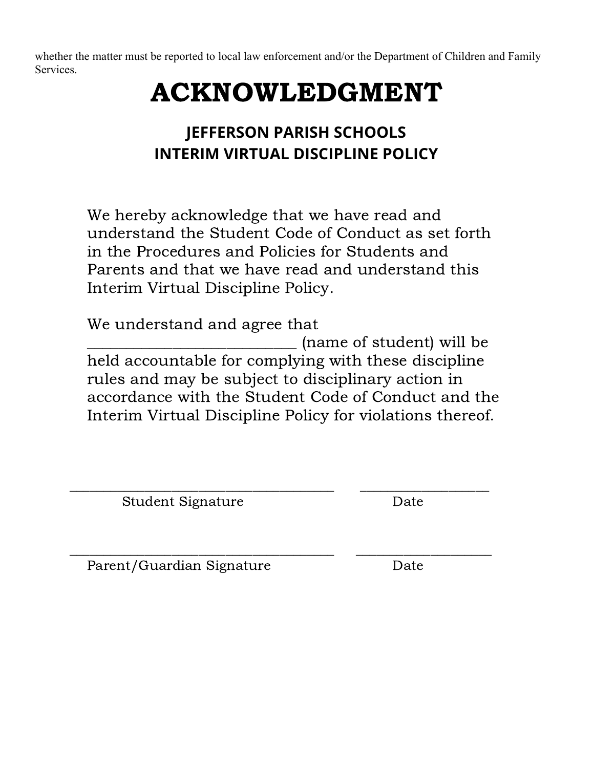whether the matter must be reported to local law enforcement and/or the Department of Children and Family Services.

# ACKNOWLEDGMENT

## JEFFERSON PARISH SCHOOLS
## INTERIM VIRTUAL DISCIPLINE POLICY

We hereby acknowledge that we have read and understand the Student Code of Conduct as set forth in the Procedures and Policies for Students and Parents and that we have read and understand this Interim Virtual Discipline Policy.

We understand and agree that ___________________________ (name of student) will be held accountable for complying with these discipline rules and may be subject to disciplinary action in accordance with the Student Code of Conduct and the Interim Virtual Discipline Policy for violations thereof.

_____________________________________ __________________

Student Signature Date

_____________________________________ __________________

Parent/Guardian Signature Date